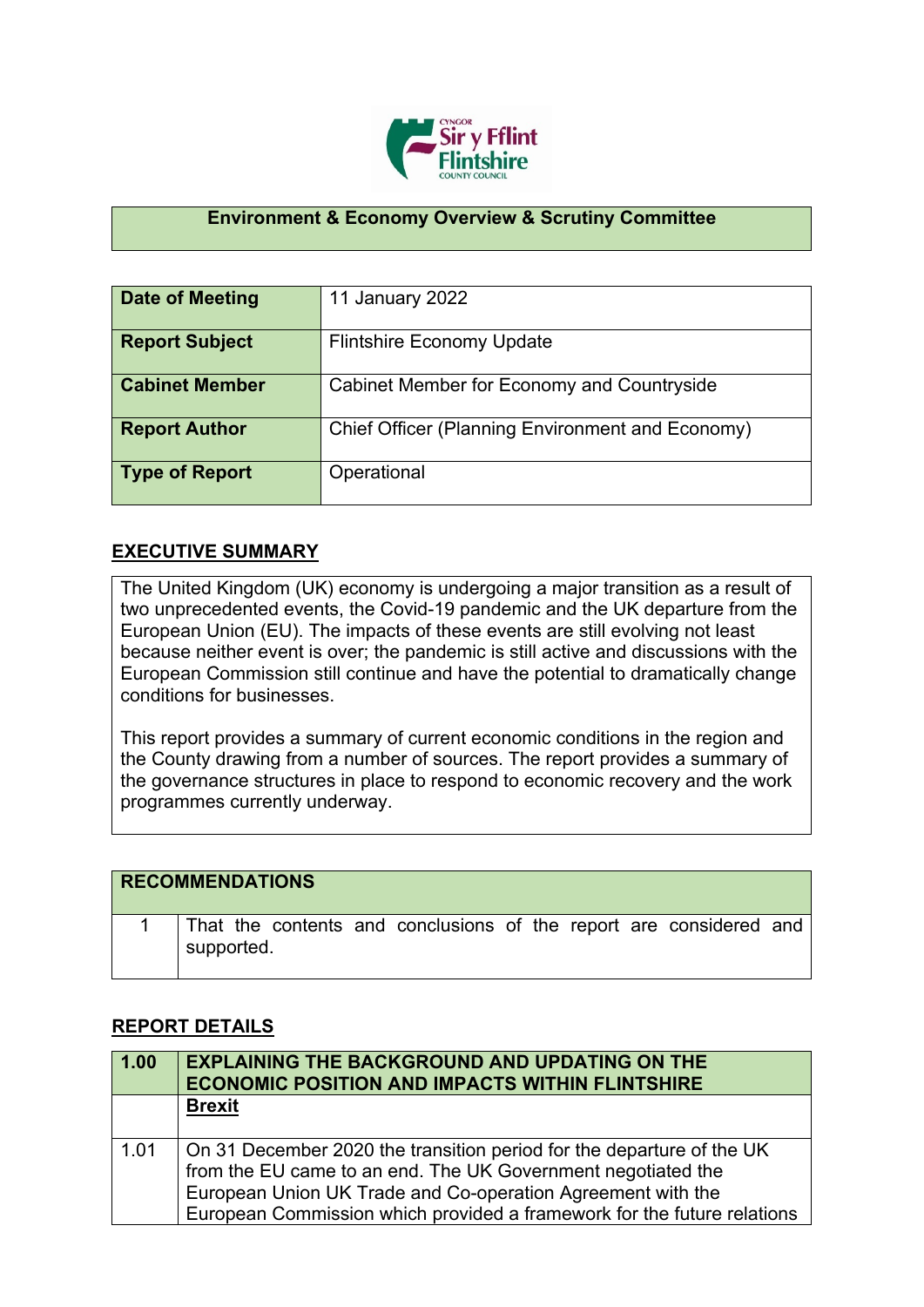**Environment & Economy Overview & Scrutiny Committee**

| Date of Meeting | 11 January 2022 |
|---|---|
| Report Subject | Flintshire Economy Update |
| Cabinet Member | Cabinet Member for Economy and Countryside |
| Report Author | Chief Officer (Planning Environment and Economy) |
| Type of Report | Operational |

## EXECUTIVE SUMMARY

The United Kingdom (UK) economy is undergoing a major transition as a result of two unprecedented events, the Covid-19 pandemic and the UK departure from the European Union (EU). The impacts of these events are still evolving not least because neither event is over; the pandemic is still active and discussions with the European Commission still continue and have the potential to dramatically change conditions for businesses.

This report provides a summary of current economic conditions in the region and the County drawing from a number of sources. The report provides a summary of the governance structures in place to respond to economic recovery and the work programmes currently underway.

| RECOMMENDATIONS | |
|---|---|
| 1 | That the contents and conclusions of the report are considered and supported. |

## REPORT DETAILS

| 1.00 | EXPLAINING THE BACKGROUND AND UPDATING ON THE ECONOMIC POSITION AND IMPACTS WITHIN FLINTSHIRE |
|---|---|
| | **Brexit** |
| 1.01 | On 31 December 2020 the transition period for the departure of the UK from the EU came to an end. The UK Government negotiated the European Union UK Trade and Co-operation Agreement with the European Commission which provided a framework for the future relations |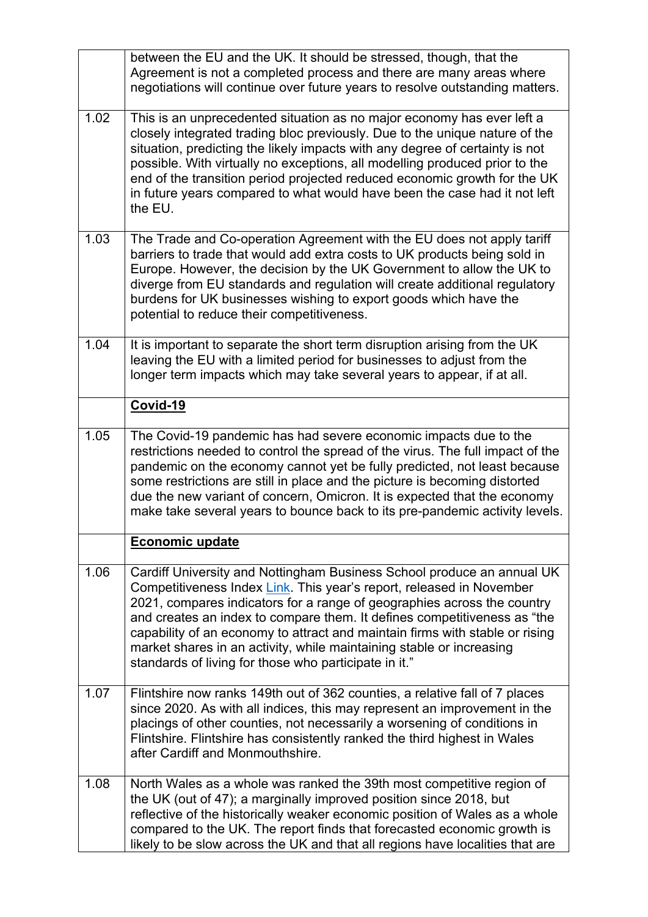| | |
|---|---|
| | between the EU and the UK. It should be stressed, though, that the Agreement is not a completed process and there are many areas where negotiations will continue over future years to resolve outstanding matters. |
| 1.02 | This is an unprecedented situation as no major economy has ever left a closely integrated trading bloc previously. Due to the unique nature of the situation, predicting the likely impacts with any degree of certainty is not possible. With virtually no exceptions, all modelling produced prior to the end of the transition period projected reduced economic growth for the UK in future years compared to what would have been the case had it not left the EU. |
| 1.03 | The Trade and Co-operation Agreement with the EU does not apply tariff barriers to trade that would add extra costs to UK products being sold in Europe. However, the decision by the UK Government to allow the UK to diverge from EU standards and regulation will create additional regulatory burdens for UK businesses wishing to export goods which have the potential to reduce their competitiveness. |
| 1.04 | It is important to separate the short term disruption arising from the UK leaving the EU with a limited period for businesses to adjust from the longer term impacts which may take several years to appear, if at all. |
| | **Covid-19** |
| 1.05 | The Covid-19 pandemic has had severe economic impacts due to the restrictions needed to control the spread of the virus. The full impact of the pandemic on the economy cannot yet be fully predicted, not least because some restrictions are still in place and the picture is becoming distorted due the new variant of concern, Omicron. It is expected that the economy make take several years to bounce back to its pre-pandemic activity levels. |
| | **Economic update** |
| 1.06 | Cardiff University and Nottingham Business School produce an annual UK Competitiveness Index Link. This year's report, released in November 2021, compares indicators for a range of geographies across the country and creates an index to compare them. It defines competitiveness as "the capability of an economy to attract and maintain firms with stable or rising market shares in an activity, while maintaining stable or increasing standards of living for those who participate in it." |
| 1.07 | Flintshire now ranks 149th out of 362 counties, a relative fall of 7 places since 2020. As with all indices, this may represent an improvement in the placings of other counties, not necessarily a worsening of conditions in Flintshire. Flintshire has consistently ranked the third highest in Wales after Cardiff and Monmouthshire. |
| 1.08 | North Wales as a whole was ranked the 39th most competitive region of the UK (out of 47); a marginally improved position since 2018, but reflective of the historically weaker economic position of Wales as a whole compared to the UK. The report finds that forecasted economic growth is likely to be slow across the UK and that all regions have localities that are |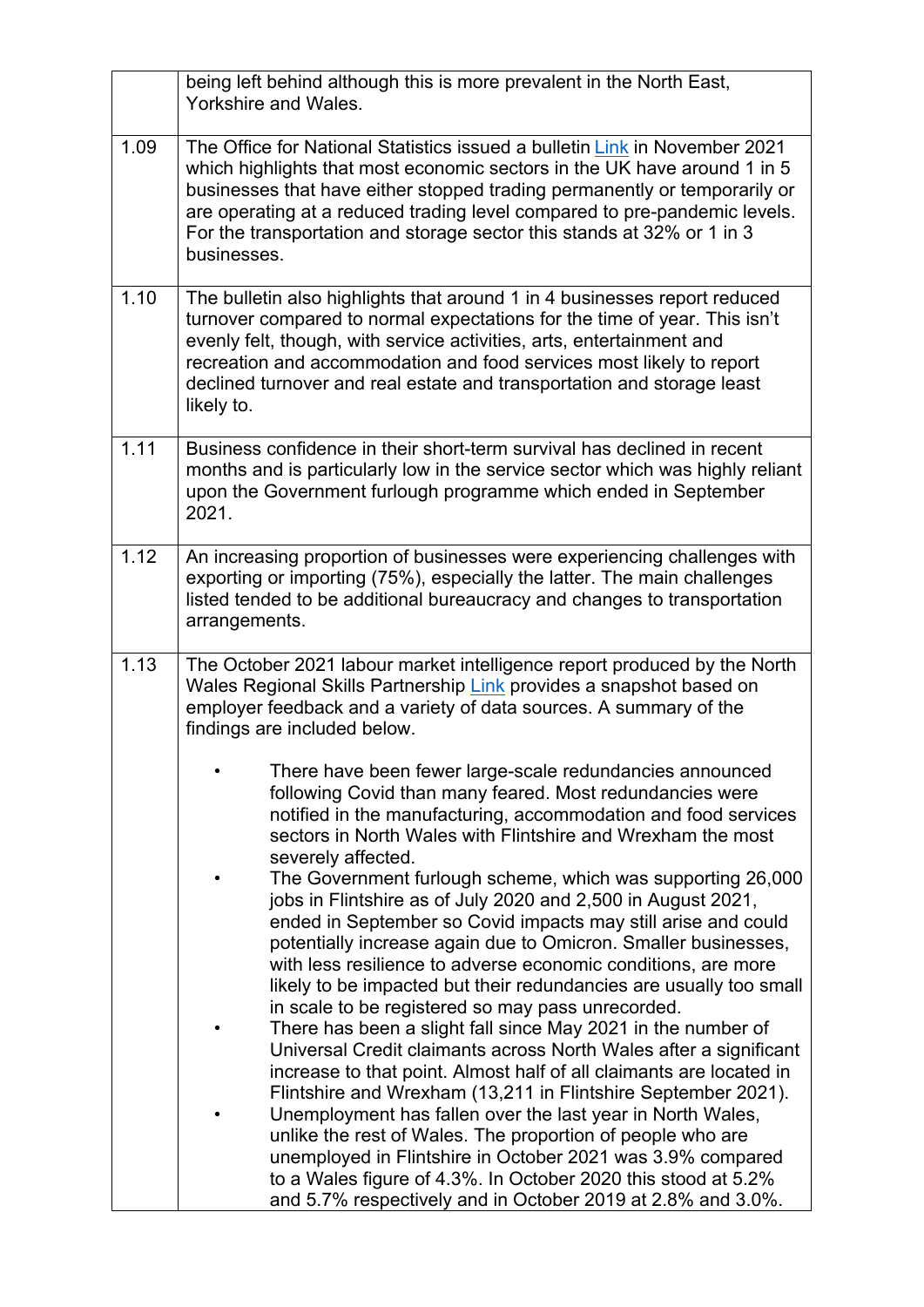| | |
|---|---|
| | being left behind although this is more prevalent in the North East, Yorkshire and Wales. |
| 1.09 | The Office for National Statistics issued a bulletin Link in November 2021 which highlights that most economic sectors in the UK have around 1 in 5 businesses that have either stopped trading permanently or temporarily or are operating at a reduced trading level compared to pre-pandemic levels. For the transportation and storage sector this stands at 32% or 1 in 3 businesses. |
| 1.10 | The bulletin also highlights that around 1 in 4 businesses report reduced turnover compared to normal expectations for the time of year. This isn't evenly felt, though, with service activities, arts, entertainment and recreation and accommodation and food services most likely to report declined turnover and real estate and transportation and storage least likely to. |
| 1.11 | Business confidence in their short-term survival has declined in recent months and is particularly low in the service sector which was highly reliant upon the Government furlough programme which ended in September 2021. |
| 1.12 | An increasing proportion of businesses were experiencing challenges with exporting or importing (75%), especially the latter. The main challenges listed tended to be additional bureaucracy and changes to transportation arrangements. |
| 1.13 | The October 2021 labour market intelligence report produced by the North Wales Regional Skills Partnership Link provides a snapshot based on employer feedback and a variety of data sources. A summary of the findings are included below.<br><br>• There have been fewer large-scale redundancies announced following Covid than many feared. Most redundancies were notified in the manufacturing, accommodation and food services sectors in North Wales with Flintshire and Wrexham the most severely affected.<br>• The Government furlough scheme, which was supporting 26,000 jobs in Flintshire as of July 2020 and 2,500 in August 2021, ended in September so Covid impacts may still arise and could potentially increase again due to Omicron. Smaller businesses, with less resilience to adverse economic conditions, are more likely to be impacted but their redundancies are usually too small in scale to be registered so may pass unrecorded.<br>• There has been a slight fall since May 2021 in the number of Universal Credit claimants across North Wales after a significant increase to that point. Almost half of all claimants are located in Flintshire and Wrexham (13,211 in Flintshire September 2021).<br>• Unemployment has fallen over the last year in North Wales, unlike the rest of Wales. The proportion of people who are unemployed in Flintshire in October 2021 was 3.9% compared to a Wales figure of 4.3%. In October 2020 this stood at 5.2% and 5.7% respectively and in October 2019 at 2.8% and 3.0%. |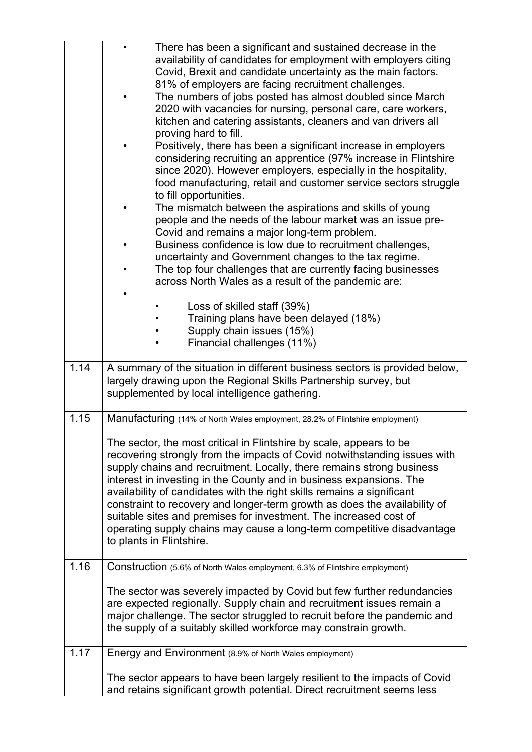| | |
|---|---|
| | • There has been a significant and sustained decrease in the availability of candidates for employment with employers citing Covid, Brexit and candidate uncertainty as the main factors. 81% of employers are facing recruitment challenges.<br>• The numbers of jobs posted has almost doubled since March 2020 with vacancies for nursing, personal care, care workers, kitchen and catering assistants, cleaners and van drivers all proving hard to fill.<br>• Positively, there has been a significant increase in employers considering recruiting an apprentice (97% increase in Flintshire since 2020). However employers, especially in the hospitality, food manufacturing, retail and customer service sectors struggle to fill opportunities.<br>• The mismatch between the aspirations and skills of young people and the needs of the labour market was an issue pre-Covid and remains a major long-term problem.<br>• Business confidence is low due to recruitment challenges, uncertainty and Government changes to the tax regime.<br>• The top four challenges that are currently facing businesses across North Wales as a result of the pandemic are:<br>•<br>  • Loss of skilled staff (39%)<br>  • Training plans have been delayed (18%)<br>  • Supply chain issues (15%)<br>  • Financial challenges (11%) |
| 1.14 | A summary of the situation in different business sectors is provided below, largely drawing upon the Regional Skills Partnership survey, but supplemented by local intelligence gathering. |
| 1.15 | Manufacturing (14% of North Wales employment, 28.2% of Flintshire employment)<br><br>The sector, the most critical in Flintshire by scale, appears to be recovering strongly from the impacts of Covid notwithstanding issues with supply chains and recruitment. Locally, there remains strong business interest in investing in the County and in business expansions. The availability of candidates with the right skills remains a significant constraint to recovery and longer-term growth as does the availability of suitable sites and premises for investment. The increased cost of operating supply chains may cause a long-term competitive disadvantage to plants in Flintshire. |
| 1.16 | Construction (5.6% of North Wales employment, 6.3% of Flintshire employment)<br><br>The sector was severely impacted by Covid but few further redundancies are expected regionally. Supply chain and recruitment issues remain a major challenge. The sector struggled to recruit before the pandemic and the supply of a suitably skilled workforce may constrain growth. |
| 1.17 | Energy and Environment (8.9% of North Wales employment)<br><br>The sector appears to have been largely resilient to the impacts of Covid and retains significant growth potential. Direct recruitment seems less |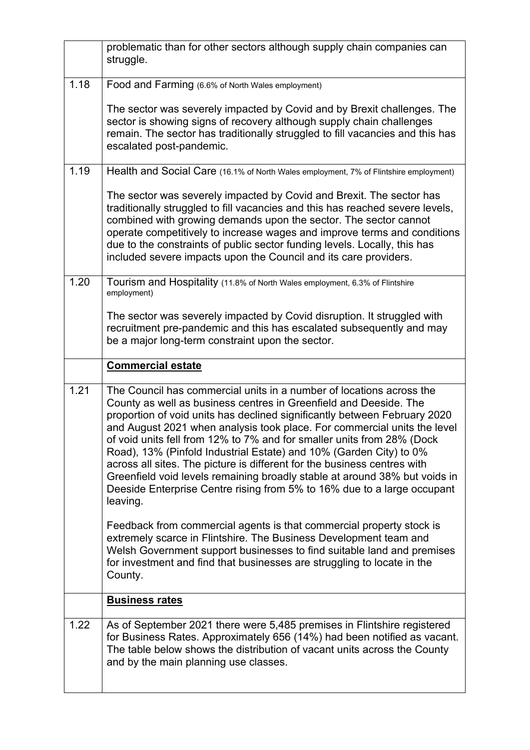| | |
|---|---|
| | problematic than for other sectors although supply chain companies can struggle. |
| 1.18 | Food and Farming (6.6% of North Wales employment)<br><br>The sector was severely impacted by Covid and by Brexit challenges. The sector is showing signs of recovery although supply chain challenges remain. The sector has traditionally struggled to fill vacancies and this has escalated post-pandemic. |
| 1.19 | Health and Social Care (16.1% of North Wales employment, 7% of Flintshire employment)<br><br>The sector was severely impacted by Covid and Brexit. The sector has traditionally struggled to fill vacancies and this has reached severe levels, combined with growing demands upon the sector. The sector cannot operate competitively to increase wages and improve terms and conditions due to the constraints of public sector funding levels. Locally, this has included severe impacts upon the Council and its care providers. |
| 1.20 | Tourism and Hospitality (11.8% of North Wales employment, 6.3% of Flintshire employment)<br><br>The sector was severely impacted by Covid disruption. It struggled with recruitment pre-pandemic and this has escalated subsequently and may be a major long-term constraint upon the sector. |
| | **Commercial estate** |
| 1.21 | The Council has commercial units in a number of locations across the County as well as business centres in Greenfield and Deeside. The proportion of void units has declined significantly between February 2020 and August 2021 when analysis took place. For commercial units the level of void units fell from 12% to 7% and for smaller units from 28% (Dock Road), 13% (Pinfold Industrial Estate) and 10% (Garden City) to 0% across all sites. The picture is different for the business centres with Greenfield void levels remaining broadly stable at around 38% but voids in Deeside Enterprise Centre rising from 5% to 16% due to a large occupant leaving.<br><br>Feedback from commercial agents is that commercial property stock is extremely scarce in Flintshire. The Business Development team and Welsh Government support businesses to find suitable land and premises for investment and find that businesses are struggling to locate in the County. |
| | **Business rates** |
| 1.22 | As of September 2021 there were 5,485 premises in Flintshire registered for Business Rates. Approximately 656 (14%) had been notified as vacant. The table below shows the distribution of vacant units across the County and by the main planning use classes. |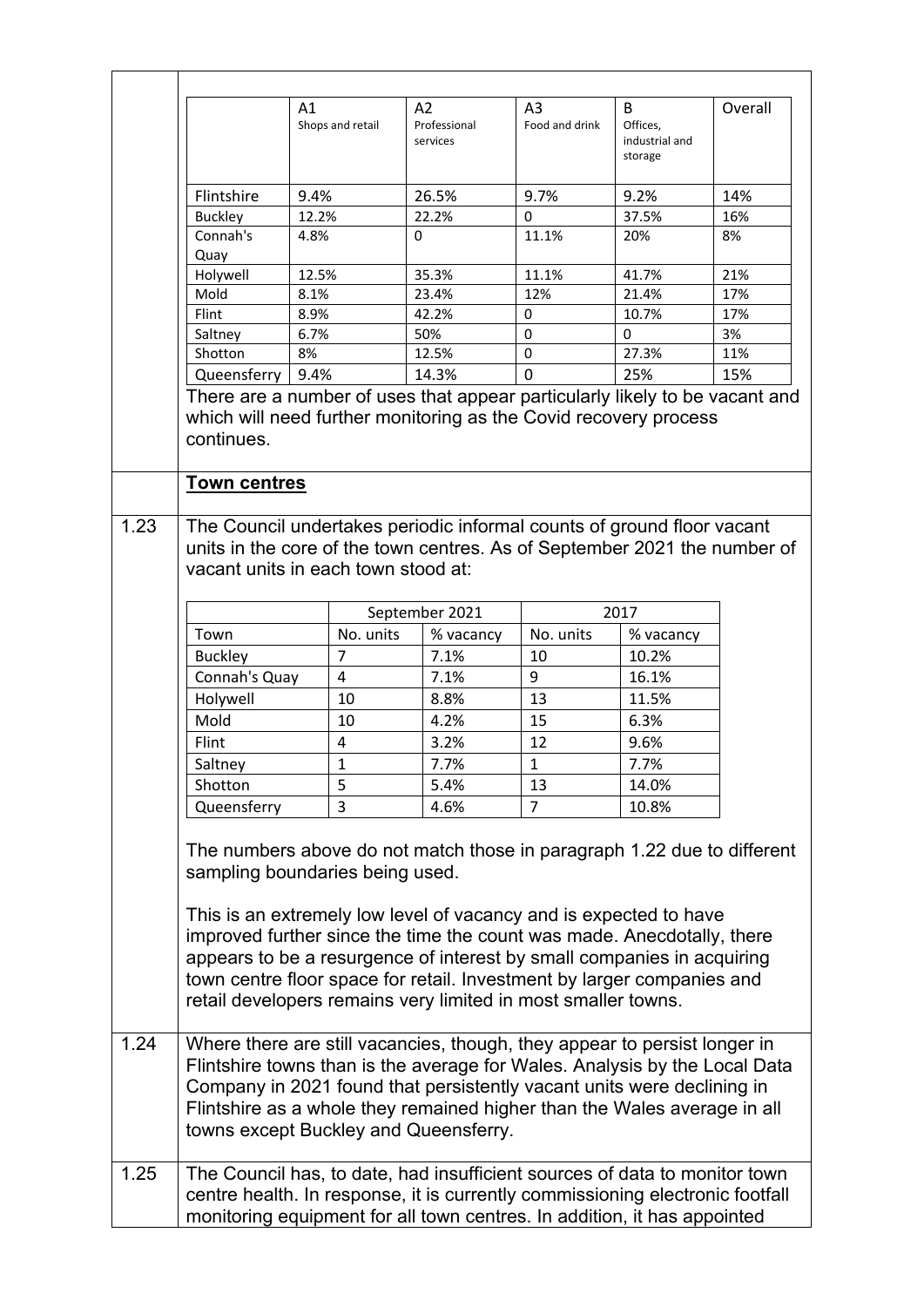| | A1 Shops and retail | A2 Professional services | A3 Food and drink | B Offices, industrial and storage | Overall |
|---|---|---|---|---|---|
| Flintshire | 9.4% | 26.5% | 9.7% | 9.2% | 14% |
| Buckley | 12.2% | 22.2% | 0 | 37.5% | 16% |
| Connah's Quay | 4.8% | 0 | 11.1% | 20% | 8% |
| Holywell | 12.5% | 35.3% | 11.1% | 41.7% | 21% |
| Mold | 8.1% | 23.4% | 12% | 21.4% | 17% |
| Flint | 8.9% | 42.2% | 0 | 10.7% | 17% |
| Saltney | 6.7% | 50% | 0 | 0 | 3% |
| Shotton | 8% | 12.5% | 0 | 27.3% | 11% |
| Queensferry | 9.4% | 14.3% | 0 | 25% | 15% |

There are a number of uses that appear particularly likely to be vacant and which will need further monitoring as the Covid recovery process continues.

## Town centres

1.23 The Council undertakes periodic informal counts of ground floor vacant units in the core of the town centres. As of September 2021 the number of vacant units in each town stood at:

| | September 2021 | | 2017 | |
|---|---|---|---|---|
| Town | No. units | % vacancy | No. units | % vacancy |
| Buckley | 7 | 7.1% | 10 | 10.2% |
| Connah's Quay | 4 | 7.1% | 9 | 16.1% |
| Holywell | 10 | 8.8% | 13 | 11.5% |
| Mold | 10 | 4.2% | 15 | 6.3% |
| Flint | 4 | 3.2% | 12 | 9.6% |
| Saltney | 1 | 7.7% | 1 | 7.7% |
| Shotton | 5 | 5.4% | 13 | 14.0% |
| Queensferry | 3 | 4.6% | 7 | 10.8% |

The numbers above do not match those in paragraph 1.22 due to different sampling boundaries being used.

This is an extremely low level of vacancy and is expected to have improved further since the time the count was made. Anecdotally, there appears to be a resurgence of interest by small companies in acquiring town centre floor space for retail. Investment by larger companies and retail developers remains very limited in most smaller towns.

1.24 Where there are still vacancies, though, they appear to persist longer in Flintshire towns than is the average for Wales. Analysis by the Local Data Company in 2021 found that persistently vacant units were declining in Flintshire as a whole they remained higher than the Wales average in all towns except Buckley and Queensferry.

1.25 The Council has, to date, had insufficient sources of data to monitor town centre health. In response, it is currently commissioning electronic footfall monitoring equipment for all town centres. In addition, it has appointed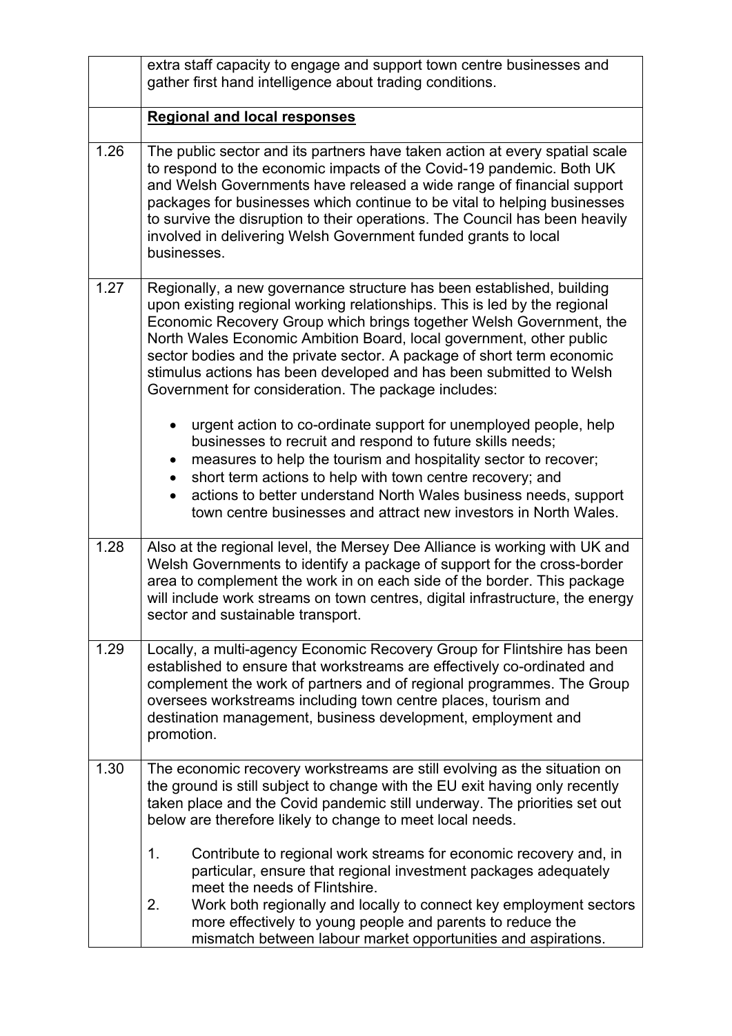| | |
|---|---|
| | extra staff capacity to engage and support town centre businesses and gather first hand intelligence about trading conditions. |
| | **Regional and local responses** |
| 1.26 | The public sector and its partners have taken action at every spatial scale to respond to the economic impacts of the Covid-19 pandemic. Both UK and Welsh Governments have released a wide range of financial support packages for businesses which continue to be vital to helping businesses to survive the disruption to their operations. The Council has been heavily involved in delivering Welsh Government funded grants to local businesses. |
| 1.27 | Regionally, a new governance structure has been established, building upon existing regional working relationships. This is led by the regional Economic Recovery Group which brings together Welsh Government, the North Wales Economic Ambition Board, local government, other public sector bodies and the private sector. A package of short term economic stimulus actions has been developed and has been submitted to Welsh Government for consideration. The package includes:<br><br>• urgent action to co-ordinate support for unemployed people, help businesses to recruit and respond to future skills needs;<br>• measures to help the tourism and hospitality sector to recover;<br>• short term actions to help with town centre recovery; and<br>• actions to better understand North Wales business needs, support town centre businesses and attract new investors in North Wales. |
| 1.28 | Also at the regional level, the Mersey Dee Alliance is working with UK and Welsh Governments to identify a package of support for the cross-border area to complement the work in on each side of the border. This package will include work streams on town centres, digital infrastructure, the energy sector and sustainable transport. |
| 1.29 | Locally, a multi-agency Economic Recovery Group for Flintshire has been established to ensure that workstreams are effectively co-ordinated and complement the work of partners and of regional programmes. The Group oversees workstreams including town centre places, tourism and destination management, business development, employment and promotion. |
| 1.30 | The economic recovery workstreams are still evolving as the situation on the ground is still subject to change with the EU exit having only recently taken place and the Covid pandemic still underway. The priorities set out below are therefore likely to change to meet local needs.<br><br>1. Contribute to regional work streams for economic recovery and, in particular, ensure that regional investment packages adequately meet the needs of Flintshire.<br>2. Work both regionally and locally to connect key employment sectors more effectively to young people and parents to reduce the mismatch between labour market opportunities and aspirations. |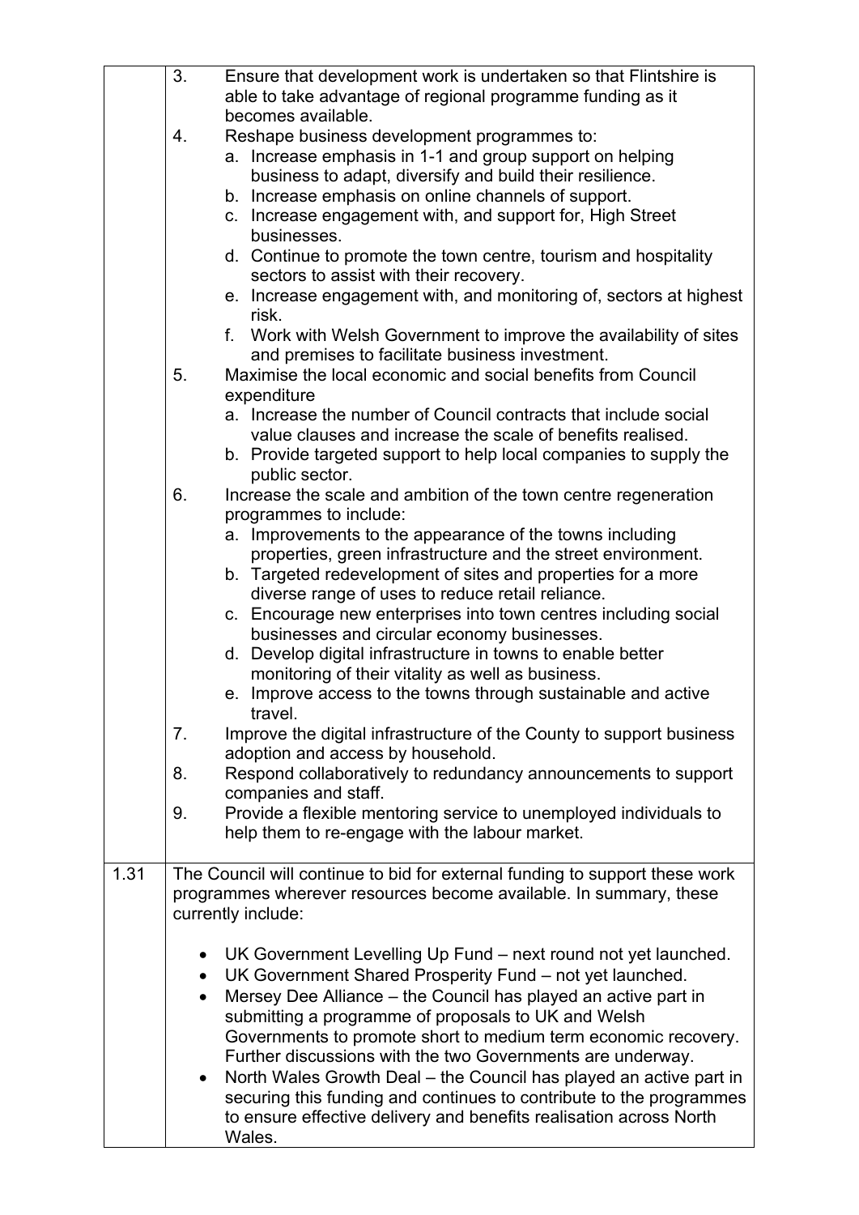| | |
|---|---|
| | 3. Ensure that development work is undertaken so that Flintshire is able to take advantage of regional programme funding as it becomes available.<br>4. Reshape business development programmes to:<br>a. Increase emphasis in 1-1 and group support on helping business to adapt, diversify and build their resilience.<br>b. Increase emphasis on online channels of support.<br>c. Increase engagement with, and support for, High Street businesses.<br>d. Continue to promote the town centre, tourism and hospitality sectors to assist with their recovery.<br>e. Increase engagement with, and monitoring of, sectors at highest risk.<br>f. Work with Welsh Government to improve the availability of sites and premises to facilitate business investment.<br>5. Maximise the local economic and social benefits from Council expenditure<br>a. Increase the number of Council contracts that include social value clauses and increase the scale of benefits realised.<br>b. Provide targeted support to help local companies to supply the public sector.<br>6. Increase the scale and ambition of the town centre regeneration programmes to include:<br>a. Improvements to the appearance of the towns including properties, green infrastructure and the street environment.<br>b. Targeted redevelopment of sites and properties for a more diverse range of uses to reduce retail reliance.<br>c. Encourage new enterprises into town centres including social businesses and circular economy businesses.<br>d. Develop digital infrastructure in towns to enable better monitoring of their vitality as well as business.<br>e. Improve access to the towns through sustainable and active travel.<br>7. Improve the digital infrastructure of the County to support business adoption and access by household.<br>8. Respond collaboratively to redundancy announcements to support companies and staff.<br>9. Provide a flexible mentoring service to unemployed individuals to help them to re-engage with the labour market. |
| 1.31 | The Council will continue to bid for external funding to support these work programmes wherever resources become available. In summary, these currently include:<br><br>• UK Government Levelling Up Fund – next round not yet launched.<br>• UK Government Shared Prosperity Fund – not yet launched.<br>• Mersey Dee Alliance – the Council has played an active part in submitting a programme of proposals to UK and Welsh Governments to promote short to medium term economic recovery. Further discussions with the two Governments are underway.<br>• North Wales Growth Deal – the Council has played an active part in securing this funding and continues to contribute to the programmes to ensure effective delivery and benefits realisation across North Wales. |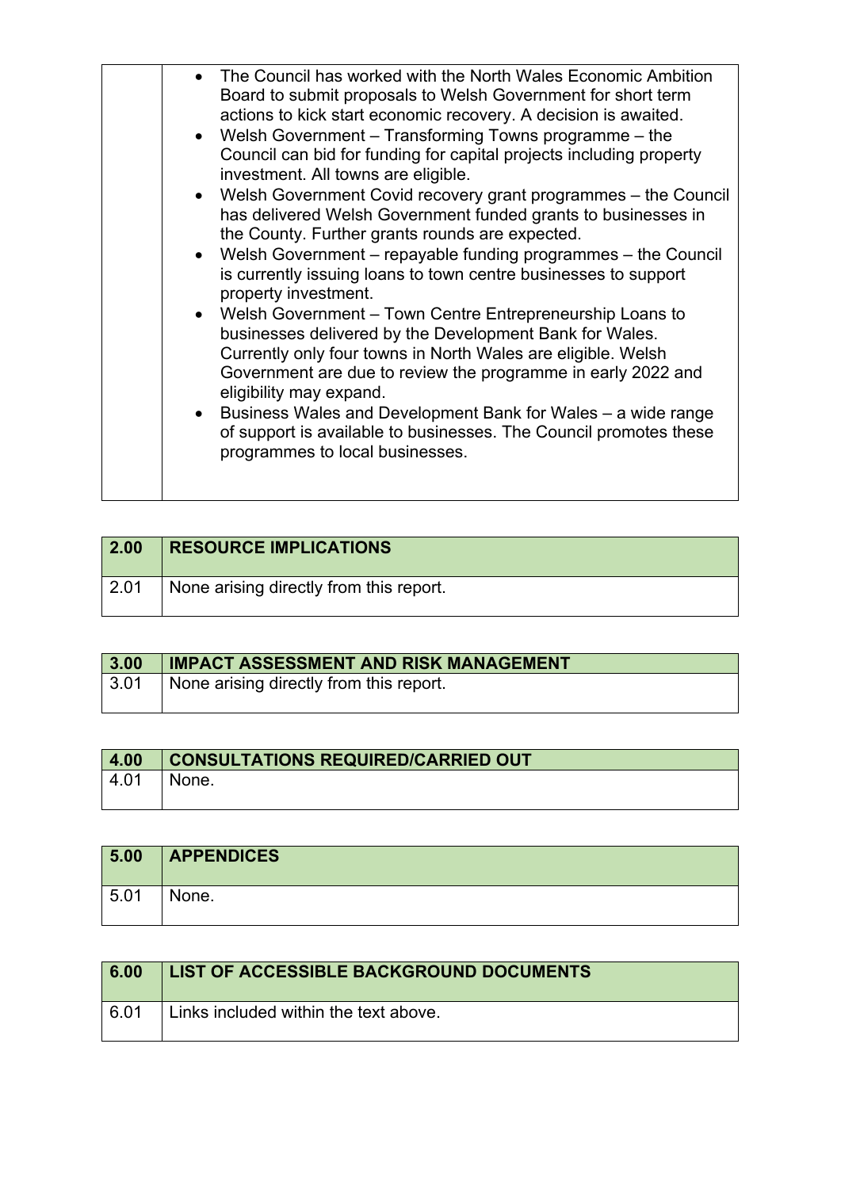|  |  |
|---|---|
|  | - The Council has worked with the North Wales Economic Ambition Board to submit proposals to Welsh Government for short term actions to kick start economic recovery. A decision is awaited.<br>- Welsh Government – Transforming Towns programme – the Council can bid for funding for capital projects including property investment. All towns are eligible.<br>- Welsh Government Covid recovery grant programmes – the Council has delivered Welsh Government funded grants to businesses in the County. Further grants rounds are expected.<br>- Welsh Government – repayable funding programmes – the Council is currently issuing loans to town centre businesses to support property investment.<br>- Welsh Government – Town Centre Entrepreneurship Loans to businesses delivered by the Development Bank for Wales. Currently only four towns in North Wales are eligible. Welsh Government are due to review the programme in early 2022 and eligibility may expand.<br>- Business Wales and Development Bank for Wales – a wide range of support is available to businesses. The Council promotes these programmes to local businesses. |

| 2.00 | RESOURCE IMPLICATIONS |
|---|---|
| 2.01 | None arising directly from this report. |

| 3.00 | IMPACT ASSESSMENT AND RISK MANAGEMENT |
|---|---|
| 3.01 | None arising directly from this report. |

| 4.00 | CONSULTATIONS REQUIRED/CARRIED OUT |
|---|---|
| 4.01 | None. |

| 5.00 | APPENDICES |
|---|---|
| 5.01 | None. |

| 6.00 | LIST OF ACCESSIBLE BACKGROUND DOCUMENTS |
|---|---|
| 6.01 | Links included within the text above. |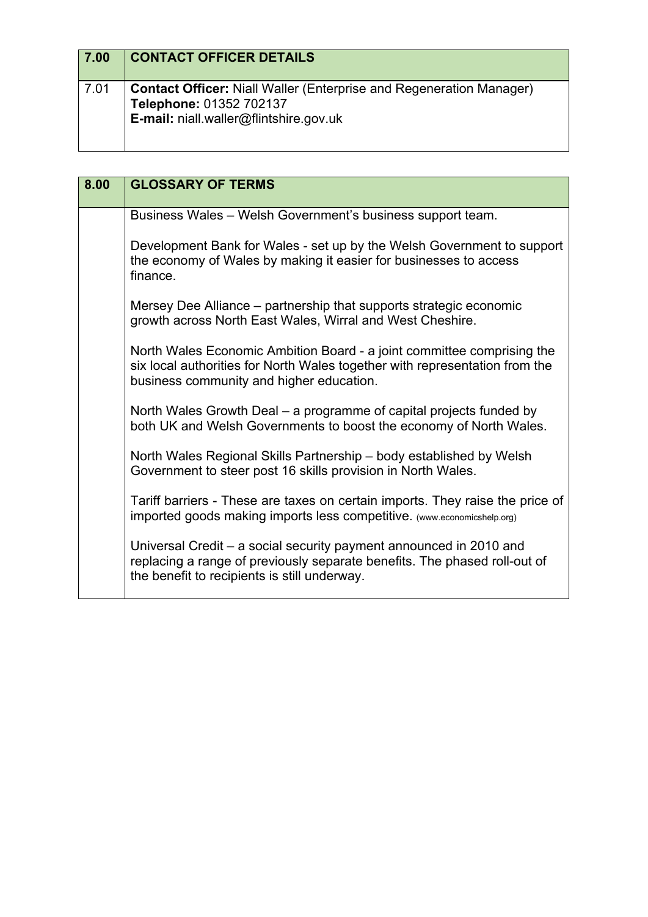| 7.00 | CONTACT OFFICER DETAILS |
| --- | --- |
| 7.01 | **Contact Officer:** Niall Waller (Enterprise and Regeneration Manager)<br>**Telephone:** 01352 702137<br>**E-mail:** niall.waller@flintshire.gov.uk |

| 8.00 | GLOSSARY OF TERMS |
| --- | --- |
| | Business Wales – Welsh Government's business support team.<br><br>Development Bank for Wales - set up by the Welsh Government to support the economy of Wales by making it easier for businesses to access finance.<br><br>Mersey Dee Alliance – partnership that supports strategic economic growth across North East Wales, Wirral and West Cheshire.<br><br>North Wales Economic Ambition Board - a joint committee comprising the six local authorities for North Wales together with representation from the business community and higher education.<br><br>North Wales Growth Deal – a programme of capital projects funded by both UK and Welsh Governments to boost the economy of North Wales.<br><br>North Wales Regional Skills Partnership – body established by Welsh Government to steer post 16 skills provision in North Wales.<br><br>Tariff barriers - These are taxes on certain imports. They raise the price of imported goods making imports less competitive. (www.economicshelp.org)<br><br>Universal Credit – a social security payment announced in 2010 and replacing a range of previously separate benefits. The phased roll-out of the benefit to recipients is still underway. |